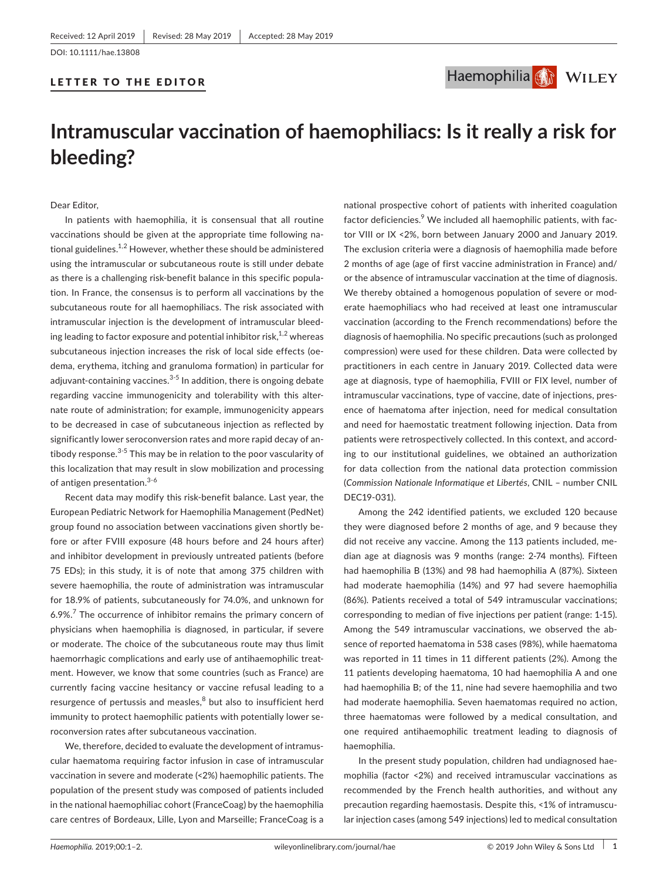Received: 12 April 2019 | Revised: 28 May 2019 | Accepted: 28 May 2019

DOI: 10.1111/hae.13808

LETTER TO THE EDITOR

# Intramuscular vaccination of haemophiliacs: Is it really a risk for bleeding?

Dear Editor,

In patients with haemophilia, it is consensual that all routine vaccinations should be given at the appropriate time following national guidelines.[1,2] However, whether these should be administered using the intramuscular or subcutaneous route is still under debate as there is a challenging risk-benefit balance in this specific population. In France, the consensus is to perform all vaccinations by the subcutaneous route for all haemophiliacs. The risk associated with intramuscular injection is the development of intramuscular bleeding leading to factor exposure and potential inhibitor risk,[1,2] whereas subcutaneous injection increases the risk of local side effects (oedema, erythema, itching and granuloma formation) in particular for adjuvant-containing vaccines.[3-5] In addition, there is ongoing debate regarding vaccine immunogenicity and tolerability with this alternate route of administration; for example, immunogenicity appears to be decreased in case of subcutaneous injection as reflected by significantly lower seroconversion rates and more rapid decay of antibody response.[3-5] This may be in relation to the poor vascularity of this localization that may result in slow mobilization and processing of antigen presentation.[3-6]

Recent data may modify this risk-benefit balance. Last year, the European Pediatric Network for Haemophilia Management (PedNet) group found no association between vaccinations given shortly before or after FVIII exposure (48 hours before and 24 hours after) and inhibitor development in previously untreated patients (before 75 EDs); in this study, it is of note that among 375 children with severe haemophilia, the route of administration was intramuscular for 18.9% of patients, subcutaneously for 74.0%, and unknown for 6.9%.[7] The occurrence of inhibitor remains the primary concern of physicians when haemophilia is diagnosed, in particular, if severe or moderate. The choice of the subcutaneous route may thus limit haemorrhagic complications and early use of antihaemophilic treatment. However, we know that some countries (such as France) are currently facing vaccine hesitancy or vaccine refusal leading to a resurgence of pertussis and measles,[8] but also to insufficient herd immunity to protect haemophilic patients with potentially lower seroconversion rates after subcutaneous vaccination.

We, therefore, decided to evaluate the development of intramuscular haematoma requiring factor infusion in case of intramuscular vaccination in severe and moderate (<2%) haemophilic patients. The population of the present study was composed of patients included in the national haemophiliac cohort (FranceCoag) by the haemophilia care centres of Bordeaux, Lille, Lyon and Marseille; FranceCoag is a national prospective cohort of patients with inherited coagulation factor deficiencies.[9] We included all haemophilic patients, with factor VIII or IX <2%, born between January 2000 and January 2019. The exclusion criteria were a diagnosis of haemophilia made before 2 months of age (age of first vaccine administration in France) and/or the absence of intramuscular vaccination at the time of diagnosis. We thereby obtained a homogenous population of severe or moderate haemophiliacs who had received at least one intramuscular vaccination (according to the French recommendations) before the diagnosis of haemophilia. No specific precautions (such as prolonged compression) were used for these children. Data were collected by practitioners in each centre in January 2019. Collected data were age at diagnosis, type of haemophilia, FVIII or FIX level, number of intramuscular vaccinations, type of vaccine, date of injections, presence of haematoma after injection, need for medical consultation and need for haemostatic treatment following injection. Data from patients were retrospectively collected. In this context, and according to our institutional guidelines, we obtained an authorization for data collection from the national data protection commission (*Commission Nationale Informatique et Libertés*, CNIL – number CNIL DEC19-031).

Among the 242 identified patients, we excluded 120 because they were diagnosed before 2 months of age, and 9 because they did not receive any vaccine. Among the 113 patients included, median age at diagnosis was 9 months (range: 2-74 months). Fifteen had haemophilia B (13%) and 98 had haemophilia A (87%). Sixteen had moderate haemophilia (14%) and 97 had severe haemophilia (86%). Patients received a total of 549 intramuscular vaccinations; corresponding to median of five injections per patient (range: 1-15). Among the 549 intramuscular vaccinations, we observed the absence of reported haematoma in 538 cases (98%), while haematoma was reported in 11 times in 11 different patients (2%). Among the 11 patients developing haematoma, 10 had haemophilia A and one had haemophilia B; of the 11, nine had severe haemophilia and two had moderate haemophilia. Seven haematomas required no action, three haematomas were followed by a medical consultation, and one required antihaemophilic treatment leading to diagnosis of haemophilia.

In the present study population, children had undiagnosed haemophilia (factor <2%) and received intramuscular vaccinations as recommended by the French health authorities, and without any precaution regarding haemostasis. Despite this, <1% of intramuscular injection cases (among 549 injections) led to medical consultation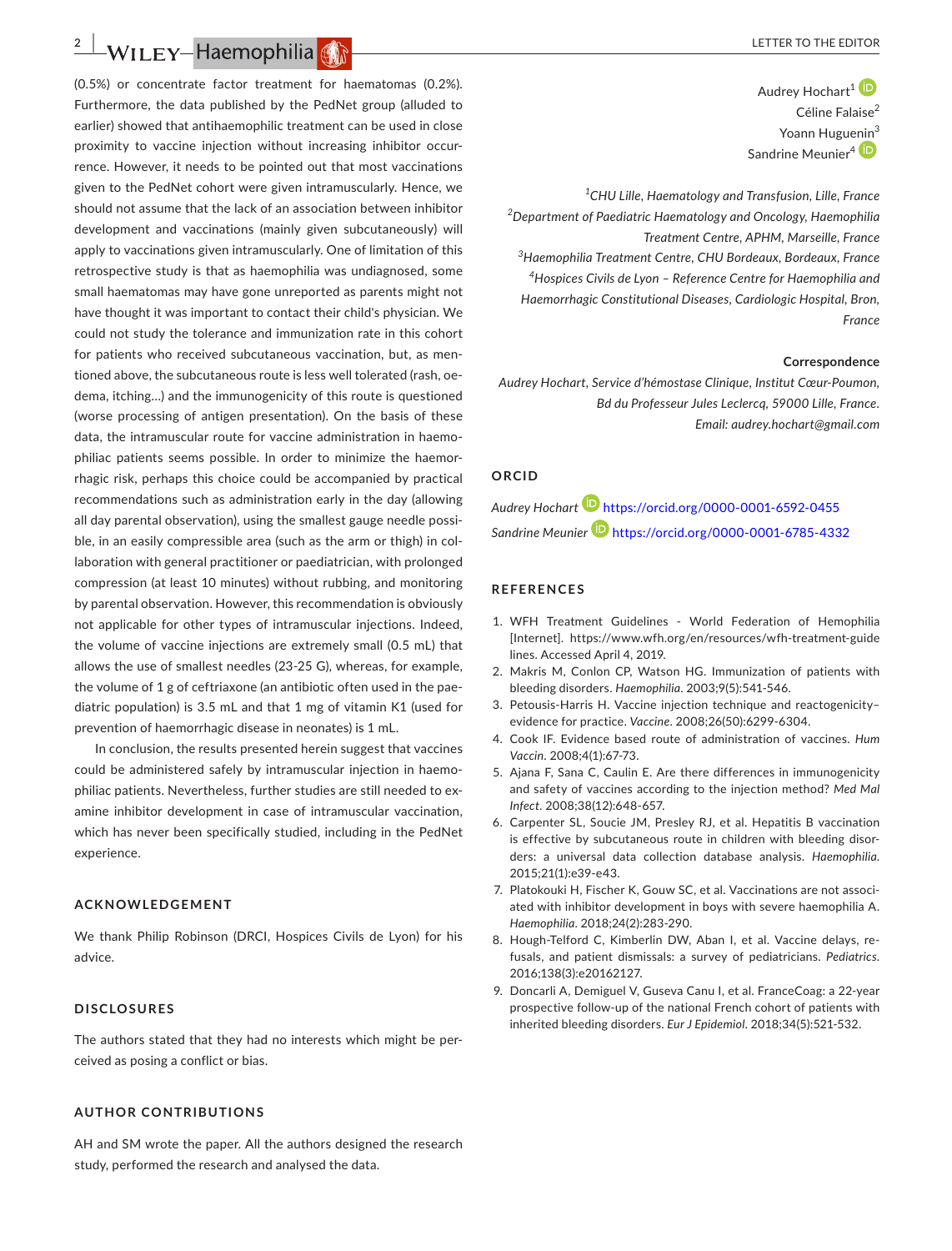(0.5%) or concentrate factor treatment for haematomas (0.2%). Furthermore, the data published by the PedNet group (alluded to earlier) showed that antihaemophilic treatment can be used in close proximity to vaccine injection without increasing inhibitor occurrence. However, it needs to be pointed out that most vaccinations given to the PedNet cohort were given intramuscularly. Hence, we should not assume that the lack of an association between inhibitor development and vaccinations (mainly given subcutaneously) will apply to vaccinations given intramuscularly. One of limitation of this retrospective study is that as haemophilia was undiagnosed, some small haematomas may have gone unreported as parents might not have thought it was important to contact their child's physician. We could not study the tolerance and immunization rate in this cohort for patients who received subcutaneous vaccination, but, as mentioned above, the subcutaneous route is less well tolerated (rash, oedema, itching...) and the immunogenicity of this route is questioned (worse processing of antigen presentation). On the basis of these data, the intramuscular route for vaccine administration in haemophiliac patients seems possible. In order to minimize the haemorrhagic risk, perhaps this choice could be accompanied by practical recommendations such as administration early in the day (allowing all day parental observation), using the smallest gauge needle possible, in an easily compressible area (such as the arm or thigh) in collaboration with general practitioner or paediatrician, with prolonged compression (at least 10 minutes) without rubbing, and monitoring by parental observation. However, this recommendation is obviously not applicable for other types of intramuscular injections. Indeed, the volume of vaccine injections are extremely small (0.5 mL) that allows the use of smallest needles (23-25 G), whereas, for example, the volume of 1 g of ceftriaxone (an antibiotic often used in the paediatric population) is 3.5 mL and that 1 mg of vitamin K1 (used for prevention of haemorrhagic disease in neonates) is 1 mL.

In conclusion, the results presented herein suggest that vaccines could be administered safely by intramuscular injection in haemophiliac patients. Nevertheless, further studies are still needed to examine inhibitor development in case of intramuscular vaccination, which has never been specifically studied, including in the PedNet experience.

## ACKNOWLEDGEMENT

We thank Philip Robinson (DRCI, Hospices Civils de Lyon) for his advice.

## DISCLOSURES

The authors stated that they had no interests which might be perceived as posing a conflict or bias.

## AUTHOR CONTRIBUTIONS

AH and SM wrote the paper. All the authors designed the research study, performed the research and analysed the data.

Audrey Hochart[1]
Céline Falaise[2]
Yoann Huguenin[3]
Sandrine Meunier[4]

[1]*CHU Lille, Haematology and Transfusion, Lille, France*
[2]*Department of Paediatric Haematology and Oncology, Haemophilia Treatment Centre, APHM, Marseille, France*
[3]*Haemophilia Treatment Centre, CHU Bordeaux, Bordeaux, France*
[4]*Hospices Civils de Lyon – Reference Centre for Haemophilia and Haemorrhagic Constitutional Diseases, Cardiologic Hospital, Bron, France*

**Correspondence**
*Audrey Hochart, Service d'hémostase Clinique, Institut Cœur-Poumon, Bd du Professeur Jules Leclercq, 59000 Lille, France.*
*Email: audrey.hochart@gmail.com*

## ORCID

*Audrey Hochart* https://orcid.org/0000-0001-6592-0455
*Sandrine Meunier* https://orcid.org/0000-0001-6785-4332

## REFERENCES

1. WFH Treatment Guidelines - World Federation of Hemophilia [Internet]. https://www.wfh.org/en/resources/wfh-treatment-guidelines. Accessed April 4, 2019.
2. Makris M, Conlon CP, Watson HG. Immunization of patients with bleeding disorders. *Haemophilia*. 2003;9(5):541-546.
3. Petousis-Harris H. Vaccine injection technique and reactogenicity–evidence for practice. *Vaccine*. 2008;26(50):6299-6304.
4. Cook IF. Evidence based route of administration of vaccines. *Hum Vaccin*. 2008;4(1):67-73.
5. Ajana F, Sana C, Caulin E. Are there differences in immunogenicity and safety of vaccines according to the injection method? *Med Mal Infect*. 2008;38(12):648-657.
6. Carpenter SL, Soucie JM, Presley RJ, et al. Hepatitis B vaccination is effective by subcutaneous route in children with bleeding disorders: a universal data collection database analysis. *Haemophilia*. 2015;21(1):e39-e43.
7. Platokouki H, Fischer K, Gouw SC, et al. Vaccinations are not associated with inhibitor development in boys with severe haemophilia A. *Haemophilia*. 2018;24(2):283-290.
8. Hough-Telford C, Kimberlin DW, Aban I, et al. Vaccine delays, refusals, and patient dismissals: a survey of pediatricians. *Pediatrics*. 2016;138(3):e20162127.
9. Doncarli A, Demiguel V, Guseva Canu I, et al. FranceCoag: a 22-year prospective follow-up of the national French cohort of patients with inherited bleeding disorders. *Eur J Epidemiol*. 2018;34(5):521-532.